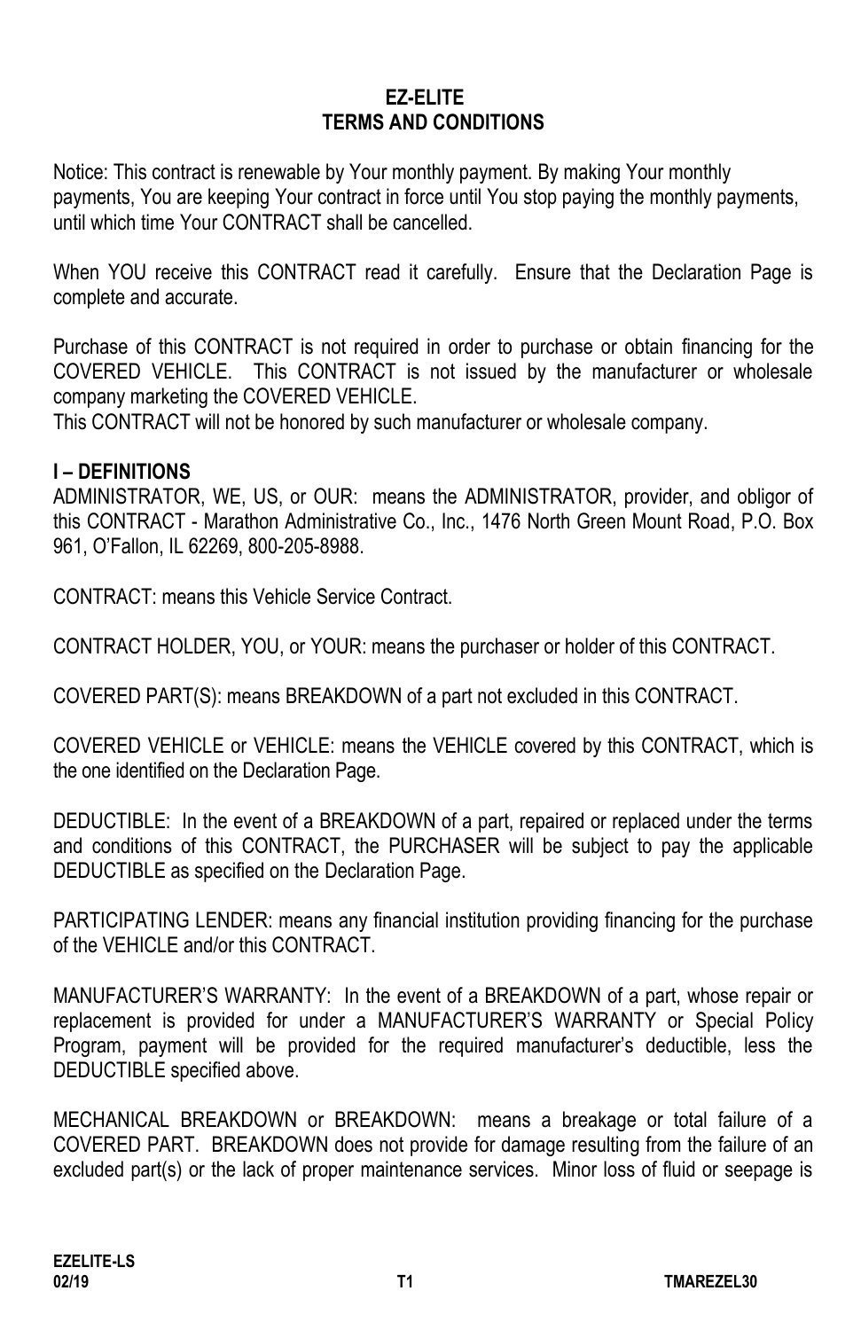# EZ-ELITE
# TERMS AND CONDITIONS

Notice: This contract is renewable by Your monthly payment. By making Your monthly payments, You are keeping Your contract in force until You stop paying the monthly payments, until which time Your CONTRACT shall be cancelled.

When YOU receive this CONTRACT read it carefully. Ensure that the Declaration Page is complete and accurate.

Purchase of this CONTRACT is not required in order to purchase or obtain financing for the COVERED VEHICLE. This CONTRACT is not issued by the manufacturer or wholesale company marketing the COVERED VEHICLE.
This CONTRACT will not be honored by such manufacturer or wholesale company.

## I – DEFINITIONS

ADMINISTRATOR, WE, US, or OUR: means the ADMINISTRATOR, provider, and obligor of this CONTRACT - Marathon Administrative Co., Inc., 1476 North Green Mount Road, P.O. Box 961, O'Fallon, IL 62269, 800-205-8988.

CONTRACT: means this Vehicle Service Contract.

CONTRACT HOLDER, YOU, or YOUR: means the purchaser or holder of this CONTRACT.

COVERED PART(S): means BREAKDOWN of a part not excluded in this CONTRACT.

COVERED VEHICLE or VEHICLE: means the VEHICLE covered by this CONTRACT, which is the one identified on the Declaration Page.

DEDUCTIBLE: In the event of a BREAKDOWN of a part, repaired or replaced under the terms and conditions of this CONTRACT, the PURCHASER will be subject to pay the applicable DEDUCTIBLE as specified on the Declaration Page.

PARTICIPATING LENDER: means any financial institution providing financing for the purchase of the VEHICLE and/or this CONTRACT.

MANUFACTURER'S WARRANTY: In the event of a BREAKDOWN of a part, whose repair or replacement is provided for under a MANUFACTURER'S WARRANTY or Special Policy Program, payment will be provided for the required manufacturer's deductible, less the DEDUCTIBLE specified above.

MECHANICAL BREAKDOWN or BREAKDOWN: means a breakage or total failure of a COVERED PART. BREAKDOWN does not provide for damage resulting from the failure of an excluded part(s) or the lack of proper maintenance services. Minor loss of fluid or seepage is

EZELITE-LS
02/19 T1 TMAREZEL30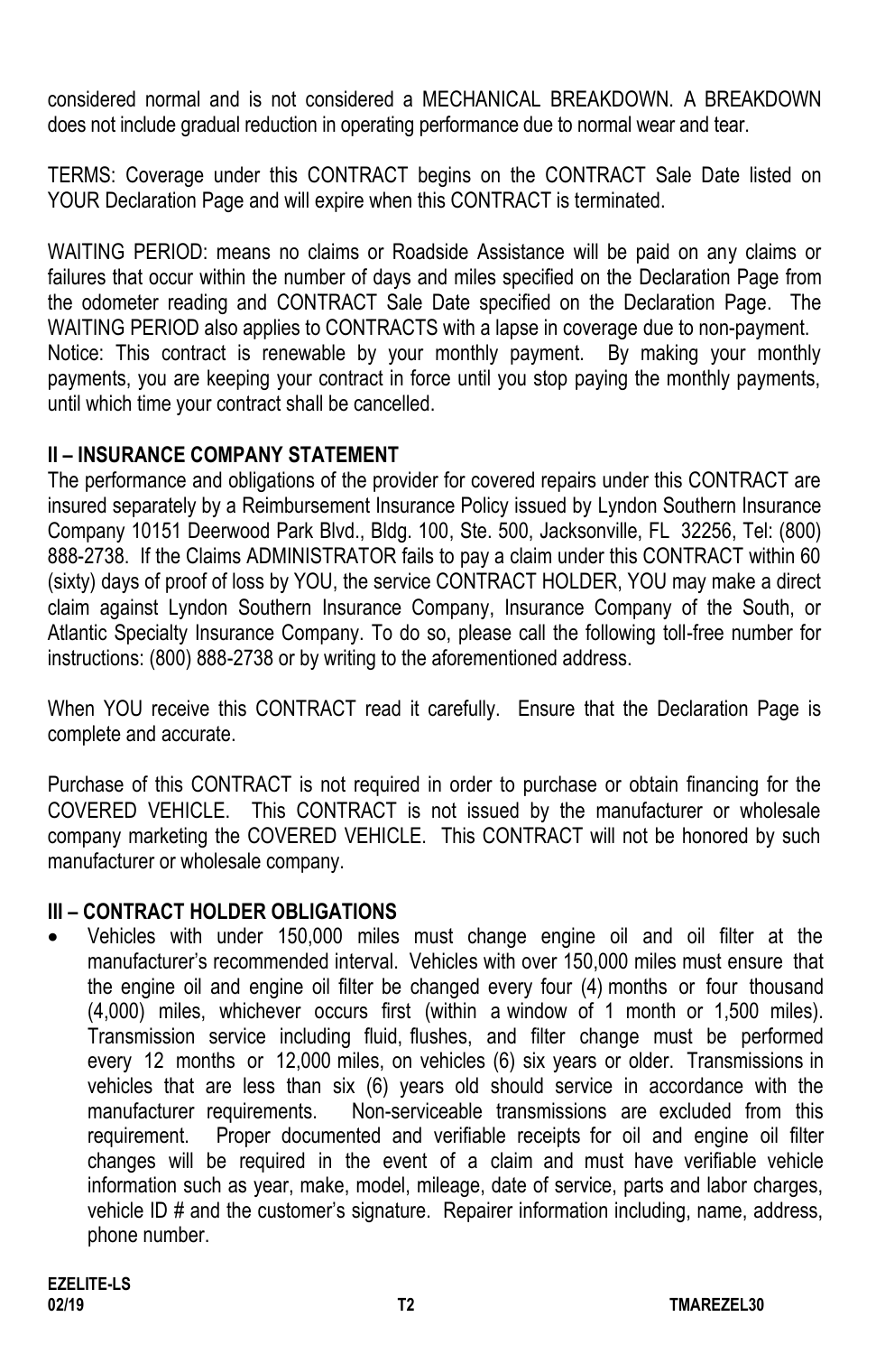considered normal and is not considered a MECHANICAL BREAKDOWN. A BREAKDOWN does not include gradual reduction in operating performance due to normal wear and tear.

TERMS: Coverage under this CONTRACT begins on the CONTRACT Sale Date listed on YOUR Declaration Page and will expire when this CONTRACT is terminated.

WAITING PERIOD: means no claims or Roadside Assistance will be paid on any claims or failures that occur within the number of days and miles specified on the Declaration Page from the odometer reading and CONTRACT Sale Date specified on the Declaration Page. The WAITING PERIOD also applies to CONTRACTS with a lapse in coverage due to non-payment.
Notice: This contract is renewable by your monthly payment. By making your monthly payments, you are keeping your contract in force until you stop paying the monthly payments, until which time your contract shall be cancelled.

## II – INSURANCE COMPANY STATEMENT

The performance and obligations of the provider for covered repairs under this CONTRACT are insured separately by a Reimbursement Insurance Policy issued by Lyndon Southern Insurance Company 10151 Deerwood Park Blvd., Bldg. 100, Ste. 500, Jacksonville, FL 32256, Tel: (800) 888-2738. If the Claims ADMINISTRATOR fails to pay a claim under this CONTRACT within 60 (sixty) days of proof of loss by YOU, the service CONTRACT HOLDER, YOU may make a direct claim against Lyndon Southern Insurance Company, Insurance Company of the South, or Atlantic Specialty Insurance Company. To do so, please call the following toll-free number for instructions: (800) 888-2738 or by writing to the aforementioned address.

When YOU receive this CONTRACT read it carefully. Ensure that the Declaration Page is complete and accurate.

Purchase of this CONTRACT is not required in order to purchase or obtain financing for the COVERED VEHICLE. This CONTRACT is not issued by the manufacturer or wholesale company marketing the COVERED VEHICLE. This CONTRACT will not be honored by such manufacturer or wholesale company.

## III – CONTRACT HOLDER OBLIGATIONS

- Vehicles with under 150,000 miles must change engine oil and oil filter at the manufacturer's recommended interval. Vehicles with over 150,000 miles must ensure that the engine oil and engine oil filter be changed every four (4) months or four thousand (4,000) miles, whichever occurs first (within a window of 1 month or 1,500 miles). Transmission service including fluid, flushes, and filter change must be performed every 12 months or 12,000 miles, on vehicles (6) six years or older. Transmissions in vehicles that are less than six (6) years old should service in accordance with the manufacturer requirements. Non-serviceable transmissions are excluded from this requirement. Proper documented and verifiable receipts for oil and engine oil filter changes will be required in the event of a claim and must have verifiable vehicle information such as year, make, model, mileage, date of service, parts and labor charges, vehicle ID # and the customer's signature. Repairer information including, name, address, phone number.

EZELITE-LS
02/19 T2 TMAREZEL30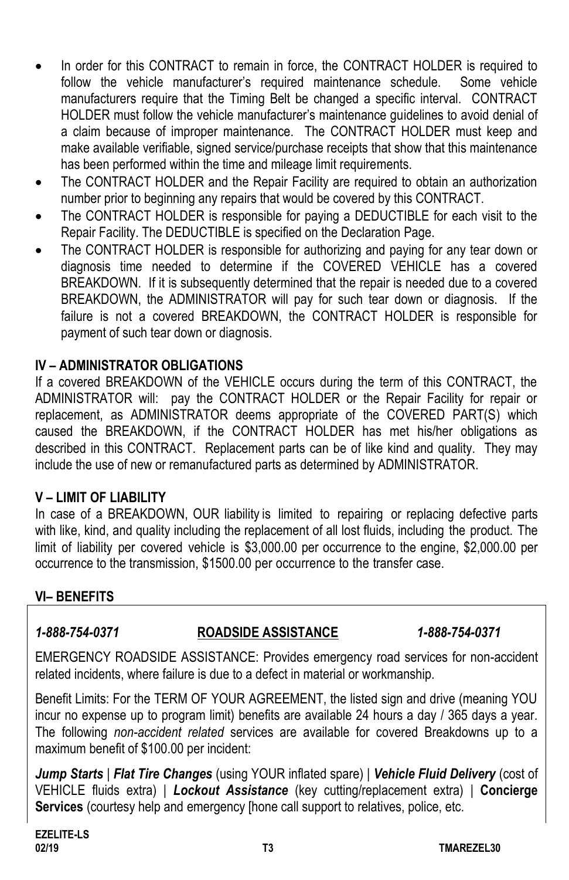- In order for this CONTRACT to remain in force, the CONTRACT HOLDER is required to follow the vehicle manufacturer's required maintenance schedule. Some vehicle manufacturers require that the Timing Belt be changed a specific interval. CONTRACT HOLDER must follow the vehicle manufacturer's maintenance guidelines to avoid denial of a claim because of improper maintenance. The CONTRACT HOLDER must keep and make available verifiable, signed service/purchase receipts that show that this maintenance has been performed within the time and mileage limit requirements.
- The CONTRACT HOLDER and the Repair Facility are required to obtain an authorization number prior to beginning any repairs that would be covered by this CONTRACT.
- The CONTRACT HOLDER is responsible for paying a DEDUCTIBLE for each visit to the Repair Facility. The DEDUCTIBLE is specified on the Declaration Page.
- The CONTRACT HOLDER is responsible for authorizing and paying for any tear down or diagnosis time needed to determine if the COVERED VEHICLE has a covered BREAKDOWN. If it is subsequently determined that the repair is needed due to a covered BREAKDOWN, the ADMINISTRATOR will pay for such tear down or diagnosis. If the failure is not a covered BREAKDOWN, the CONTRACT HOLDER is responsible for payment of such tear down or diagnosis.

## IV – ADMINISTRATOR OBLIGATIONS

If a covered BREAKDOWN of the VEHICLE occurs during the term of this CONTRACT, the ADMINISTRATOR will: pay the CONTRACT HOLDER or the Repair Facility for repair or replacement, as ADMINISTRATOR deems appropriate of the COVERED PART(S) which caused the BREAKDOWN, if the CONTRACT HOLDER has met his/her obligations as described in this CONTRACT. Replacement parts can be of like kind and quality. They may include the use of new or remanufactured parts as determined by ADMINISTRATOR.

## V – LIMIT OF LIABILITY

In case of a BREAKDOWN, OUR liability is limited to repairing or replacing defective parts with like, kind, and quality including the replacement of all lost fluids, including the product. The limit of liability per covered vehicle is $3,000.00 per occurrence to the engine, $2,000.00 per occurrence to the transmission, $1500.00 per occurrence to the transfer case.

## VI– BENEFITS

***1-888-754-0371*** **ROADSIDE ASSISTANCE** ***1-888-754-0371***

EMERGENCY ROADSIDE ASSISTANCE: Provides emergency road services for non-accident related incidents, where failure is due to a defect in material or workmanship.

Benefit Limits: For the TERM OF YOUR AGREEMENT, the listed sign and drive (meaning YOU incur no expense up to program limit) benefits are available 24 hours a day / 365 days a year. The following *non-accident related* services are available for covered Breakdowns up to a maximum benefit of $100.00 per incident:

***Jump Starts*** | ***Flat Tire Changes*** (using YOUR inflated spare) | ***Vehicle Fluid Delivery*** (cost of VEHICLE fluids extra) | ***Lockout Assistance*** (key cutting/replacement extra) | **Concierge Services** (courtesy help and emergency [hone call support to relatives, police, etc.

EZELITE-LS
02/19 T3 TMAREZEL30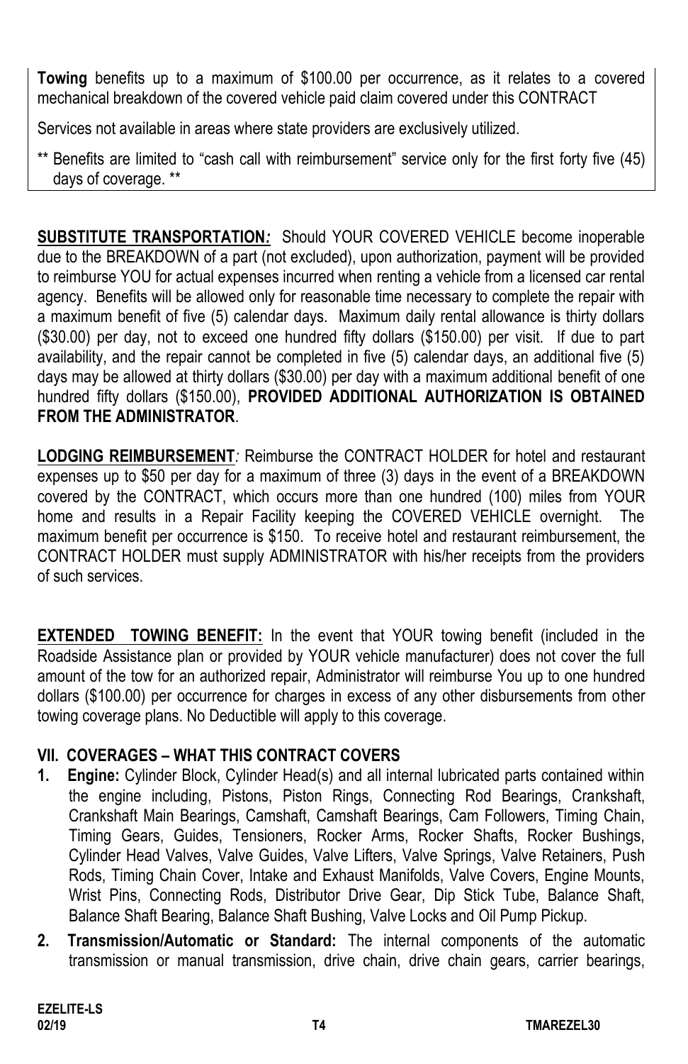**Towing** benefits up to a maximum of $100.00 per occurrence, as it relates to a covered mechanical breakdown of the covered vehicle paid claim covered under this CONTRACT

Services not available in areas where state providers are exclusively utilized.

** Benefits are limited to "cash call with reimbursement" service only for the first forty five (45) days of coverage. **

**SUBSTITUTE TRANSPORTATION:** Should YOUR COVERED VEHICLE become inoperable due to the BREAKDOWN of a part (not excluded), upon authorization, payment will be provided to reimburse YOU for actual expenses incurred when renting a vehicle from a licensed car rental agency. Benefits will be allowed only for reasonable time necessary to complete the repair with a maximum benefit of five (5) calendar days. Maximum daily rental allowance is thirty dollars ($30.00) per day, not to exceed one hundred fifty dollars ($150.00) per visit. If due to part availability, and the repair cannot be completed in five (5) calendar days, an additional five (5) days may be allowed at thirty dollars ($30.00) per day with a maximum additional benefit of one hundred fifty dollars ($150.00), **PROVIDED ADDITIONAL AUTHORIZATION IS OBTAINED FROM THE ADMINISTRATOR**.

**LODGING REIMBURSEMENT:** Reimburse the CONTRACT HOLDER for hotel and restaurant expenses up to $50 per day for a maximum of three (3) days in the event of a BREAKDOWN covered by the CONTRACT, which occurs more than one hundred (100) miles from YOUR home and results in a Repair Facility keeping the COVERED VEHICLE overnight. The maximum benefit per occurrence is $150. To receive hotel and restaurant reimbursement, the CONTRACT HOLDER must supply ADMINISTRATOR with his/her receipts from the providers of such services.

**EXTENDED TOWING BENEFIT:** In the event that YOUR towing benefit (included in the Roadside Assistance plan or provided by YOUR vehicle manufacturer) does not cover the full amount of the tow for an authorized repair, Administrator will reimburse You up to one hundred dollars ($100.00) per occurrence for charges in excess of any other disbursements from other towing coverage plans. No Deductible will apply to this coverage.

## VII. COVERAGES – WHAT THIS CONTRACT COVERS

1. **Engine:** Cylinder Block, Cylinder Head(s) and all internal lubricated parts contained within the engine including, Pistons, Piston Rings, Connecting Rod Bearings, Crankshaft, Crankshaft Main Bearings, Camshaft, Camshaft Bearings, Cam Followers, Timing Chain, Timing Gears, Guides, Tensioners, Rocker Arms, Rocker Shafts, Rocker Bushings, Cylinder Head Valves, Valve Guides, Valve Lifters, Valve Springs, Valve Retainers, Push Rods, Timing Chain Cover, Intake and Exhaust Manifolds, Valve Covers, Engine Mounts, Wrist Pins, Connecting Rods, Distributor Drive Gear, Dip Stick Tube, Balance Shaft, Balance Shaft Bearing, Balance Shaft Bushing, Valve Locks and Oil Pump Pickup.
2. **Transmission/Automatic or Standard:** The internal components of the automatic transmission or manual transmission, drive chain, drive chain gears, carrier bearings,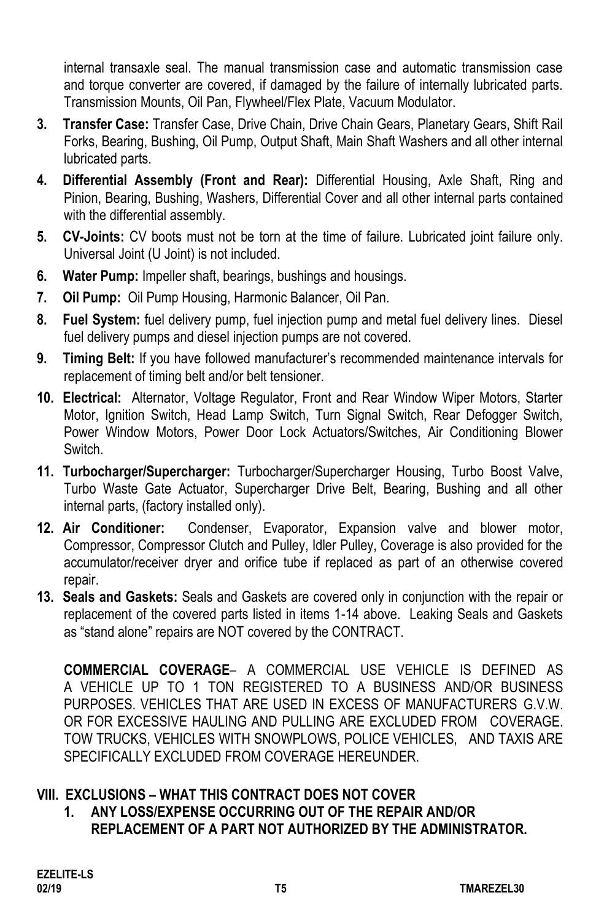internal transaxle seal. The manual transmission case and automatic transmission case and torque converter are covered, if damaged by the failure of internally lubricated parts. Transmission Mounts, Oil Pan, Flywheel/Flex Plate, Vacuum Modulator.

3. **Transfer Case:** Transfer Case, Drive Chain, Drive Chain Gears, Planetary Gears, Shift Rail Forks, Bearing, Bushing, Oil Pump, Output Shaft, Main Shaft Washers and all other internal lubricated parts.
4. **Differential Assembly (Front and Rear):** Differential Housing, Axle Shaft, Ring and Pinion, Bearing, Bushing, Washers, Differential Cover and all other internal parts contained with the differential assembly.
5. **CV-Joints:** CV boots must not be torn at the time of failure. Lubricated joint failure only. Universal Joint (U Joint) is not included.
6. **Water Pump:** Impeller shaft, bearings, bushings and housings.
7. **Oil Pump:** Oil Pump Housing, Harmonic Balancer, Oil Pan.
8. **Fuel System:** fuel delivery pump, fuel injection pump and metal fuel delivery lines. Diesel fuel delivery pumps and diesel injection pumps are not covered.
9. **Timing Belt:** If you have followed manufacturer's recommended maintenance intervals for replacement of timing belt and/or belt tensioner.
10. **Electrical:** Alternator, Voltage Regulator, Front and Rear Window Wiper Motors, Starter Motor, Ignition Switch, Head Lamp Switch, Turn Signal Switch, Rear Defogger Switch, Power Window Motors, Power Door Lock Actuators/Switches, Air Conditioning Blower Switch.
11. **Turbocharger/Supercharger:** Turbocharger/Supercharger Housing, Turbo Boost Valve, Turbo Waste Gate Actuator, Supercharger Drive Belt, Bearing, Bushing and all other internal parts, (factory installed only).
12. **Air Conditioner:** Condenser, Evaporator, Expansion valve and blower motor, Compressor, Compressor Clutch and Pulley, Idler Pulley, Coverage is also provided for the accumulator/receiver dryer and orifice tube if replaced as part of an otherwise covered repair.
13. **Seals and Gaskets:** Seals and Gaskets are covered only in conjunction with the repair or replacement of the covered parts listed in items 1-14 above. Leaking Seals and Gaskets as "stand alone" repairs are NOT covered by the CONTRACT.

**COMMERCIAL COVERAGE**– A COMMERCIAL USE VEHICLE IS DEFINED AS A VEHICLE UP TO 1 TON REGISTERED TO A BUSINESS AND/OR BUSINESS PURPOSES. VEHICLES THAT ARE USED IN EXCESS OF MANUFACTURERS G.V.W. OR FOR EXCESSIVE HAULING AND PULLING ARE EXCLUDED FROM COVERAGE. TOW TRUCKS, VEHICLES WITH SNOWPLOWS, POLICE VEHICLES, AND TAXIS ARE SPECIFICALLY EXCLUDED FROM COVERAGE HEREUNDER.

## VIII. EXCLUSIONS – WHAT THIS CONTRACT DOES NOT COVER

1. **ANY LOSS/EXPENSE OCCURRING OUT OF THE REPAIR AND/OR REPLACEMENT OF A PART NOT AUTHORIZED BY THE ADMINISTRATOR.**

EZELITE-LS
02/19 T5 TMAREZEL30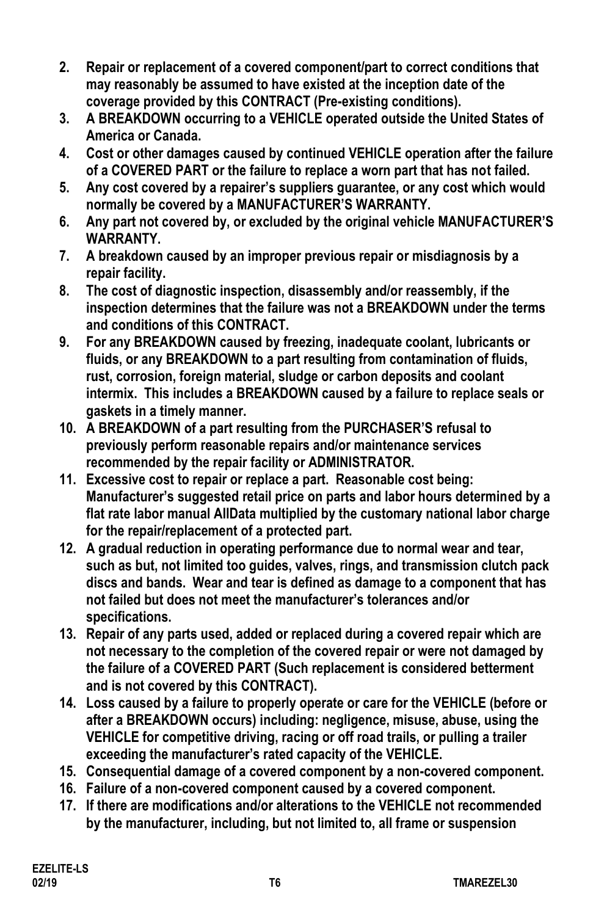2. **Repair or replacement of a covered component/part to correct conditions that may reasonably be assumed to have existed at the inception date of the coverage provided by this CONTRACT (Pre-existing conditions).**
3. **A BREAKDOWN occurring to a VEHICLE operated outside the United States of America or Canada.**
4. **Cost or other damages caused by continued VEHICLE operation after the failure of a COVERED PART or the failure to replace a worn part that has not failed.**
5. **Any cost covered by a repairer's suppliers guarantee, or any cost which would normally be covered by a MANUFACTURER'S WARRANTY.**
6. **Any part not covered by, or excluded by the original vehicle MANUFACTURER'S WARRANTY.**
7. **A breakdown caused by an improper previous repair or misdiagnosis by a repair facility.**
8. **The cost of diagnostic inspection, disassembly and/or reassembly, if the inspection determines that the failure was not a BREAKDOWN under the terms and conditions of this CONTRACT.**
9. **For any BREAKDOWN caused by freezing, inadequate coolant, lubricants or fluids, or any BREAKDOWN to a part resulting from contamination of fluids, rust, corrosion, foreign material, sludge or carbon deposits and coolant intermix. This includes a BREAKDOWN caused by a failure to replace seals or gaskets in a timely manner.**
10. **A BREAKDOWN of a part resulting from the PURCHASER'S refusal to previously perform reasonable repairs and/or maintenance services recommended by the repair facility or ADMINISTRATOR.**
11. **Excessive cost to repair or replace a part. Reasonable cost being: Manufacturer's suggested retail price on parts and labor hours determined by a flat rate labor manual AllData multiplied by the customary national labor charge for the repair/replacement of a protected part.**
12. **A gradual reduction in operating performance due to normal wear and tear, such as but, not limited too guides, valves, rings, and transmission clutch pack discs and bands. Wear and tear is defined as damage to a component that has not failed but does not meet the manufacturer's tolerances and/or specifications.**
13. **Repair of any parts used, added or replaced during a covered repair which are not necessary to the completion of the covered repair or were not damaged by the failure of a COVERED PART (Such replacement is considered betterment and is not covered by this CONTRACT).**
14. **Loss caused by a failure to properly operate or care for the VEHICLE (before or after a BREAKDOWN occurs) including: negligence, misuse, abuse, using the VEHICLE for competitive driving, racing or off road trails, or pulling a trailer exceeding the manufacturer's rated capacity of the VEHICLE.**
15. **Consequential damage of a covered component by a non-covered component.**
16. **Failure of a non-covered component caused by a covered component.**
17. **If there are modifications and/or alterations to the VEHICLE not recommended by the manufacturer, including, but not limited to, all frame or suspension**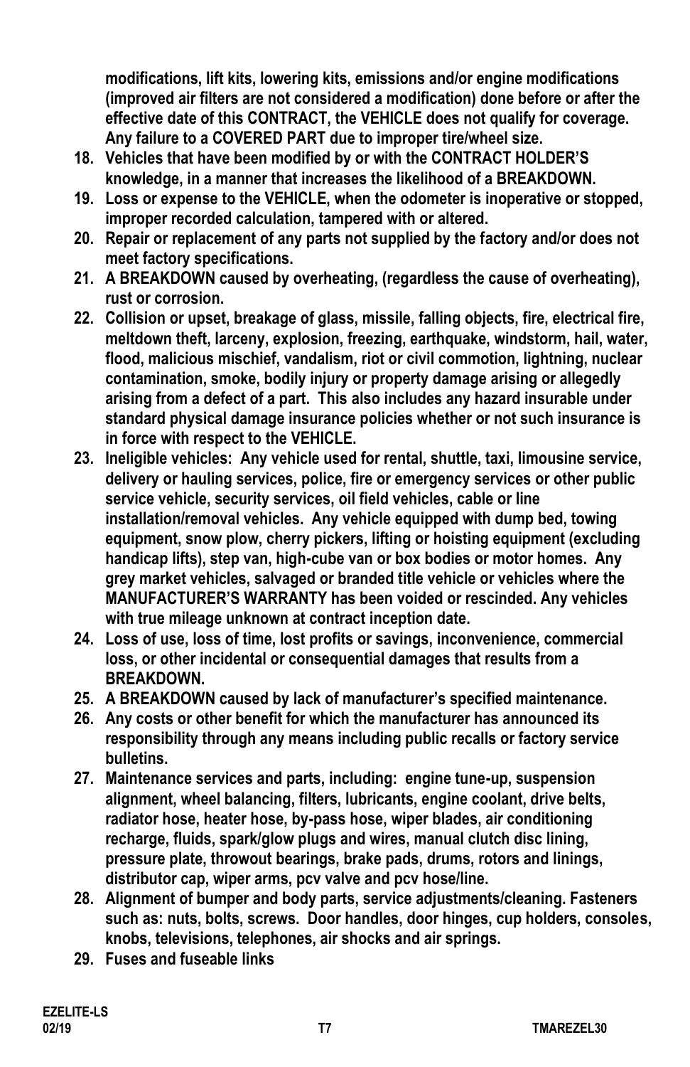**modifications, lift kits, lowering kits, emissions and/or engine modifications (improved air filters are not considered a modification) done before or after the effective date of this CONTRACT, the VEHICLE does not qualify for coverage. Any failure to a COVERED PART due to improper tire/wheel size.**

18. **Vehicles that have been modified by or with the CONTRACT HOLDER'S knowledge, in a manner that increases the likelihood of a BREAKDOWN.**
19. **Loss or expense to the VEHICLE, when the odometer is inoperative or stopped, improper recorded calculation, tampered with or altered.**
20. **Repair or replacement of any parts not supplied by the factory and/or does not meet factory specifications.**
21. **A BREAKDOWN caused by overheating, (regardless the cause of overheating), rust or corrosion.**
22. **Collision or upset, breakage of glass, missile, falling objects, fire, electrical fire, meltdown theft, larceny, explosion, freezing, earthquake, windstorm, hail, water, flood, malicious mischief, vandalism, riot or civil commotion, lightning, nuclear contamination, smoke, bodily injury or property damage arising or allegedly arising from a defect of a part. This also includes any hazard insurable under standard physical damage insurance policies whether or not such insurance is in force with respect to the VEHICLE.**
23. **Ineligible vehicles: Any vehicle used for rental, shuttle, taxi, limousine service, delivery or hauling services, police, fire or emergency services or other public service vehicle, security services, oil field vehicles, cable or line installation/removal vehicles. Any vehicle equipped with dump bed, towing equipment, snow plow, cherry pickers, lifting or hoisting equipment (excluding handicap lifts), step van, high-cube van or box bodies or motor homes. Any grey market vehicles, salvaged or branded title vehicle or vehicles where the MANUFACTURER'S WARRANTY has been voided or rescinded. Any vehicles with true mileage unknown at contract inception date.**
24. **Loss of use, loss of time, lost profits or savings, inconvenience, commercial loss, or other incidental or consequential damages that results from a BREAKDOWN.**
25. **A BREAKDOWN caused by lack of manufacturer's specified maintenance.**
26. **Any costs or other benefit for which the manufacturer has announced its responsibility through any means including public recalls or factory service bulletins.**
27. **Maintenance services and parts, including: engine tune-up, suspension alignment, wheel balancing, filters, lubricants, engine coolant, drive belts, radiator hose, heater hose, by-pass hose, wiper blades, air conditioning recharge, fluids, spark/glow plugs and wires, manual clutch disc lining, pressure plate, throwout bearings, brake pads, drums, rotors and linings, distributor cap, wiper arms, pcv valve and pcv hose/line.**
28. **Alignment of bumper and body parts, service adjustments/cleaning. Fasteners such as: nuts, bolts, screws. Door handles, door hinges, cup holders, consoles, knobs, televisions, telephones, air shocks and air springs.**
29. **Fuses and fuseable links**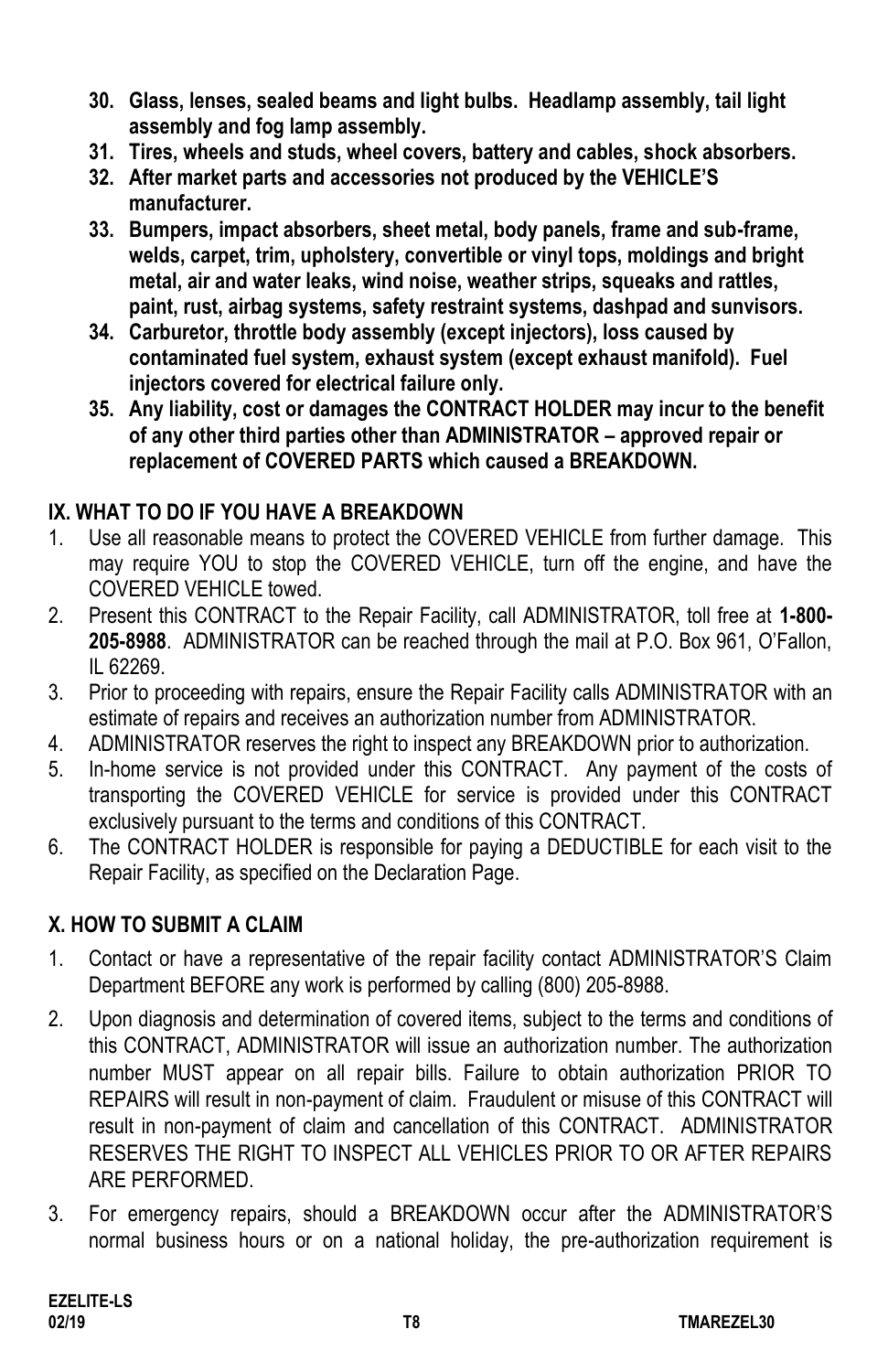30. **Glass, lenses, sealed beams and light bulbs. Headlamp assembly, tail light assembly and fog lamp assembly.**
31. **Tires, wheels and studs, wheel covers, battery and cables, shock absorbers.**
32. **After market parts and accessories not produced by the VEHICLE'S manufacturer.**
33. **Bumpers, impact absorbers, sheet metal, body panels, frame and sub-frame, welds, carpet, trim, upholstery, convertible or vinyl tops, moldings and bright metal, air and water leaks, wind noise, weather strips, squeaks and rattles, paint, rust, airbag systems, safety restraint systems, dashpad and sunvisors.**
34. **Carburetor, throttle body assembly (except injectors), loss caused by contaminated fuel system, exhaust system (except exhaust manifold). Fuel injectors covered for electrical failure only.**
35. **Any liability, cost or damages the CONTRACT HOLDER may incur to the benefit of any other third parties other than ADMINISTRATOR – approved repair or replacement of COVERED PARTS which caused a BREAKDOWN.**

## IX. WHAT TO DO IF YOU HAVE A BREAKDOWN

1. Use all reasonable means to protect the COVERED VEHICLE from further damage. This may require YOU to stop the COVERED VEHICLE, turn off the engine, and have the COVERED VEHICLE towed.
2. Present this CONTRACT to the Repair Facility, call ADMINISTRATOR, toll free at **1-800-205-8988**. ADMINISTRATOR can be reached through the mail at P.O. Box 961, O'Fallon, IL 62269.
3. Prior to proceeding with repairs, ensure the Repair Facility calls ADMINISTRATOR with an estimate of repairs and receives an authorization number from ADMINISTRATOR.
4. ADMINISTRATOR reserves the right to inspect any BREAKDOWN prior to authorization.
5. In-home service is not provided under this CONTRACT. Any payment of the costs of transporting the COVERED VEHICLE for service is provided under this CONTRACT exclusively pursuant to the terms and conditions of this CONTRACT.
6. The CONTRACT HOLDER is responsible for paying a DEDUCTIBLE for each visit to the Repair Facility, as specified on the Declaration Page.

## X. HOW TO SUBMIT A CLAIM

1. Contact or have a representative of the repair facility contact ADMINISTRATOR'S Claim Department BEFORE any work is performed by calling (800) 205-8988.
2. Upon diagnosis and determination of covered items, subject to the terms and conditions of this CONTRACT, ADMINISTRATOR will issue an authorization number. The authorization number MUST appear on all repair bills. Failure to obtain authorization PRIOR TO REPAIRS will result in non-payment of claim. Fraudulent or misuse of this CONTRACT will result in non-payment of claim and cancellation of this CONTRACT. ADMINISTRATOR RESERVES THE RIGHT TO INSPECT ALL VEHICLES PRIOR TO OR AFTER REPAIRS ARE PERFORMED.
3. For emergency repairs, should a BREAKDOWN occur after the ADMINISTRATOR'S normal business hours or on a national holiday, the pre-authorization requirement is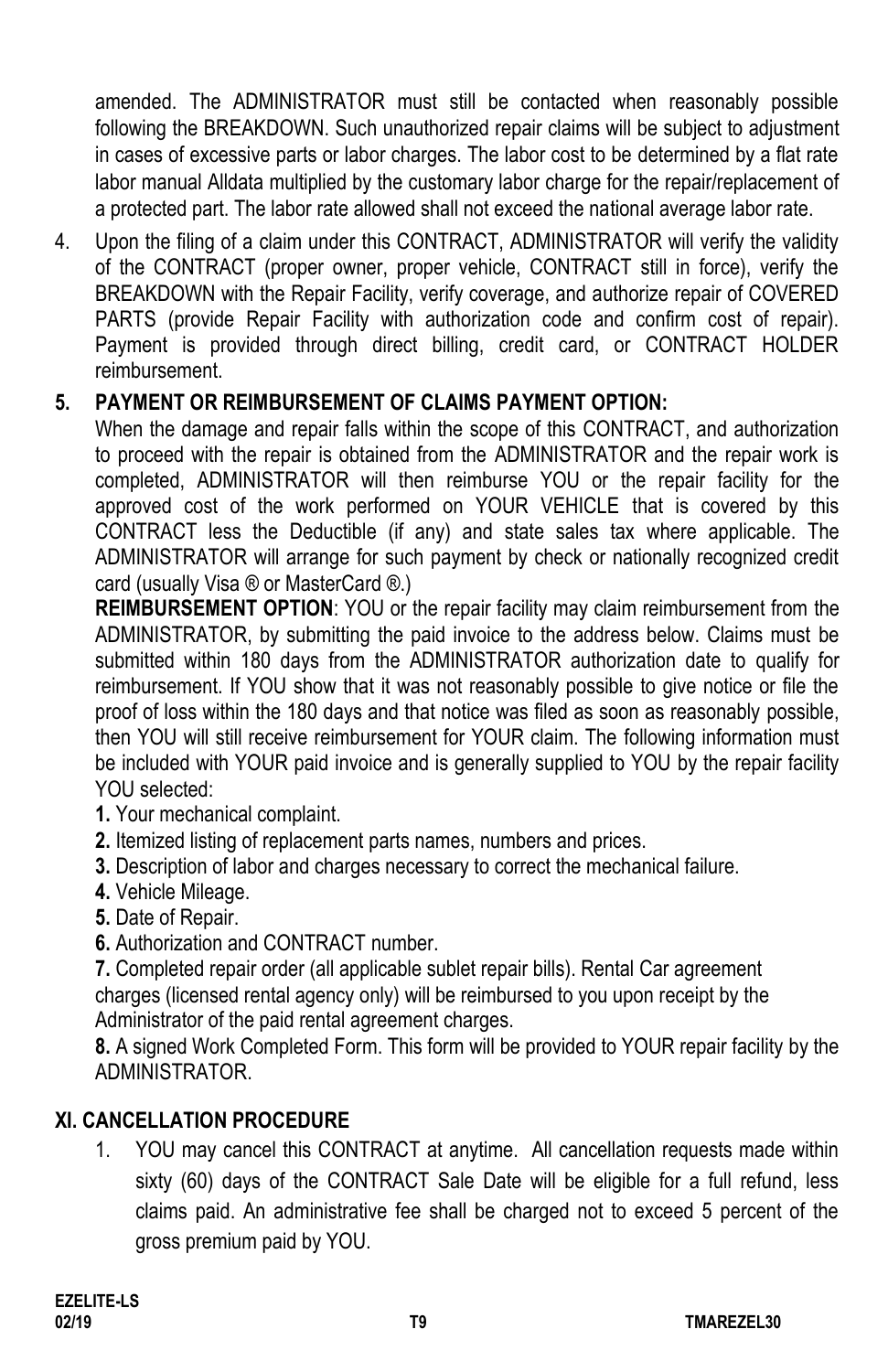amended. The ADMINISTRATOR must still be contacted when reasonably possible following the BREAKDOWN. Such unauthorized repair claims will be subject to adjustment in cases of excessive parts or labor charges. The labor cost to be determined by a flat rate labor manual Alldata multiplied by the customary labor charge for the repair/replacement of a protected part. The labor rate allowed shall not exceed the national average labor rate.

4. Upon the filing of a claim under this CONTRACT, ADMINISTRATOR will verify the validity of the CONTRACT (proper owner, proper vehicle, CONTRACT still in force), verify the BREAKDOWN with the Repair Facility, verify coverage, and authorize repair of COVERED PARTS (provide Repair Facility with authorization code and confirm cost of repair). Payment is provided through direct billing, credit card, or CONTRACT HOLDER reimbursement.

5. **PAYMENT OR REIMBURSEMENT OF CLAIMS PAYMENT OPTION:**

   When the damage and repair falls within the scope of this CONTRACT, and authorization to proceed with the repair is obtained from the ADMINISTRATOR and the repair work is completed, ADMINISTRATOR will then reimburse YOU or the repair facility for the approved cost of the work performed on YOUR VEHICLE that is covered by this CONTRACT less the Deductible (if any) and state sales tax where applicable. The ADMINISTRATOR will arrange for such payment by check or nationally recognized credit card (usually Visa ® or MasterCard ®.)

   **REIMBURSEMENT OPTION**: YOU or the repair facility may claim reimbursement from the ADMINISTRATOR, by submitting the paid invoice to the address below. Claims must be submitted within 180 days from the ADMINISTRATOR authorization date to qualify for reimbursement. If YOU show that it was not reasonably possible to give notice or file the proof of loss within the 180 days and that notice was filed as soon as reasonably possible, then YOU will still receive reimbursement for YOUR claim. The following information must be included with YOUR paid invoice and is generally supplied to YOU by the repair facility YOU selected:

   **1.** Your mechanical complaint.
   **2.** Itemized listing of replacement parts names, numbers and prices.
   **3.** Description of labor and charges necessary to correct the mechanical failure.
   **4.** Vehicle Mileage.
   **5.** Date of Repair.
   **6.** Authorization and CONTRACT number.
   **7.** Completed repair order (all applicable sublet repair bills). Rental Car agreement charges (licensed rental agency only) will be reimbursed to you upon receipt by the Administrator of the paid rental agreement charges.
   **8.** A signed Work Completed Form. This form will be provided to YOUR repair facility by the ADMINISTRATOR.

## XI. CANCELLATION PROCEDURE

1. YOU may cancel this CONTRACT at anytime. All cancellation requests made within sixty (60) days of the CONTRACT Sale Date will be eligible for a full refund, less claims paid. An administrative fee shall be charged not to exceed 5 percent of the gross premium paid by YOU.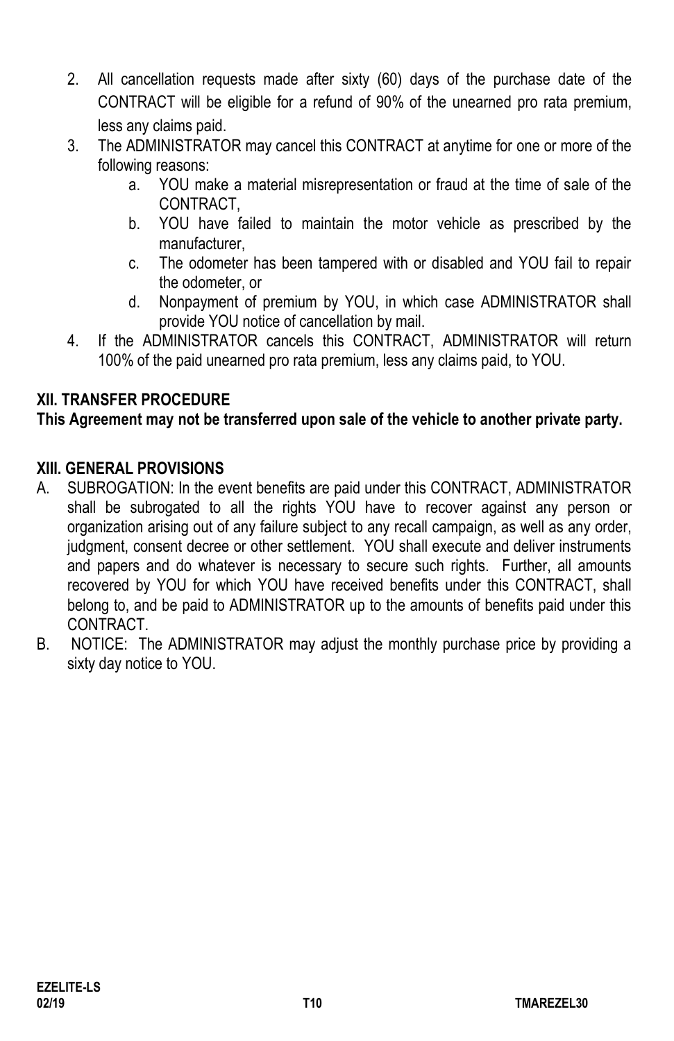2. All cancellation requests made after sixty (60) days of the purchase date of the CONTRACT will be eligible for a refund of 90% of the unearned pro rata premium, less any claims paid.
3. The ADMINISTRATOR may cancel this CONTRACT at anytime for one or more of the following reasons:
    a. YOU make a material misrepresentation or fraud at the time of sale of the CONTRACT,
    b. YOU have failed to maintain the motor vehicle as prescribed by the manufacturer,
    c. The odometer has been tampered with or disabled and YOU fail to repair the odometer, or
    d. Nonpayment of premium by YOU, in which case ADMINISTRATOR shall provide YOU notice of cancellation by mail.
4. If the ADMINISTRATOR cancels this CONTRACT, ADMINISTRATOR will return 100% of the paid unearned pro rata premium, less any claims paid, to YOU.

**XII. TRANSFER PROCEDURE**

**This Agreement may not be transferred upon sale of the vehicle to another private party.**

**XIII. GENERAL PROVISIONS**

A. SUBROGATION: In the event benefits are paid under this CONTRACT, ADMINISTRATOR shall be subrogated to all the rights YOU have to recover against any person or organization arising out of any failure subject to any recall campaign, as well as any order, judgment, consent decree or other settlement. YOU shall execute and deliver instruments and papers and do whatever is necessary to secure such rights. Further, all amounts recovered by YOU for which YOU have received benefits under this CONTRACT, shall belong to, and be paid to ADMINISTRATOR up to the amounts of benefits paid under this CONTRACT.

B. NOTICE: The ADMINISTRATOR may adjust the monthly purchase price by providing a sixty day notice to YOU.